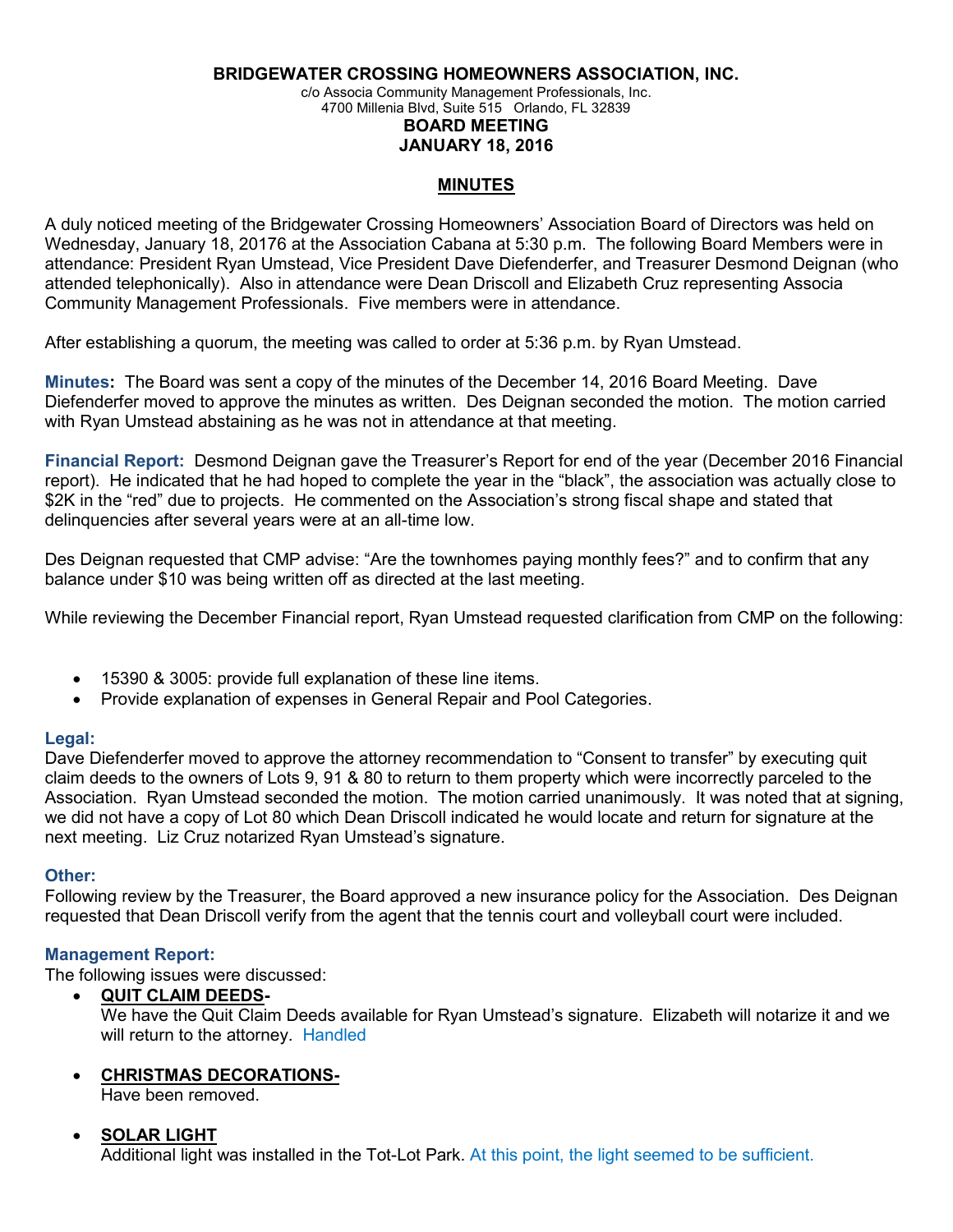**BRIDGEWATER CROSSING HOMEOWNERS ASSOCIATION, INC.**
c/o Associa Community Management Professionals, Inc.
4700 Millenia Blvd, Suite 515 Orlando, FL 32839

**BOARD MEETING**
**JANUARY 18, 2016**

## MINUTES

A duly noticed meeting of the Bridgewater Crossing Homeowners' Association Board of Directors was held on Wednesday, January 18, 20176 at the Association Cabana at 5:30 p.m. The following Board Members were in attendance: President Ryan Umstead, Vice President Dave Diefenderfer, and Treasurer Desmond Deignan (who attended telephonically). Also in attendance were Dean Driscoll and Elizabeth Cruz representing Associa Community Management Professionals. Five members were in attendance.

After establishing a quorum, the meeting was called to order at 5:36 p.m. by Ryan Umstead.

**Minutes:** The Board was sent a copy of the minutes of the December 14, 2016 Board Meeting. Dave Diefenderfer moved to approve the minutes as written. Des Deignan seconded the motion. The motion carried with Ryan Umstead abstaining as he was not in attendance at that meeting.

**Financial Report:** Desmond Deignan gave the Treasurer's Report for end of the year (December 2016 Financial report). He indicated that he had hoped to complete the year in the "black", the association was actually close to $2K in the "red" due to projects. He commented on the Association's strong fiscal shape and stated that delinquencies after several years were at an all-time low.

Des Deignan requested that CMP advise: "Are the townhomes paying monthly fees?" and to confirm that any balance under $10 was being written off as directed at the last meeting.

While reviewing the December Financial report, Ryan Umstead requested clarification from CMP on the following:

- 15390 & 3005: provide full explanation of these line items.
- Provide explanation of expenses in General Repair and Pool Categories.

**Legal:**
Dave Diefenderfer moved to approve the attorney recommendation to "Consent to transfer" by executing quit claim deeds to the owners of Lots 9, 91 & 80 to return to them property which were incorrectly parceled to the Association. Ryan Umstead seconded the motion. The motion carried unanimously. It was noted that at signing, we did not have a copy of Lot 80 which Dean Driscoll indicated he would locate and return for signature at the next meeting. Liz Cruz notarized Ryan Umstead's signature.

**Other:**
Following review by the Treasurer, the Board approved a new insurance policy for the Association. Des Deignan requested that Dean Driscoll verify from the agent that the tennis court and volleyball court were included.

**Management Report:**
The following issues were discussed:

- **QUIT CLAIM DEEDS-**
  We have the Quit Claim Deeds available for Ryan Umstead's signature. Elizabeth will notarize it and we will return to the attorney. Handled

- **CHRISTMAS DECORATIONS-**
  Have been removed.

- **SOLAR LIGHT**
  Additional light was installed in the Tot-Lot Park. At this point, the light seemed to be sufficient.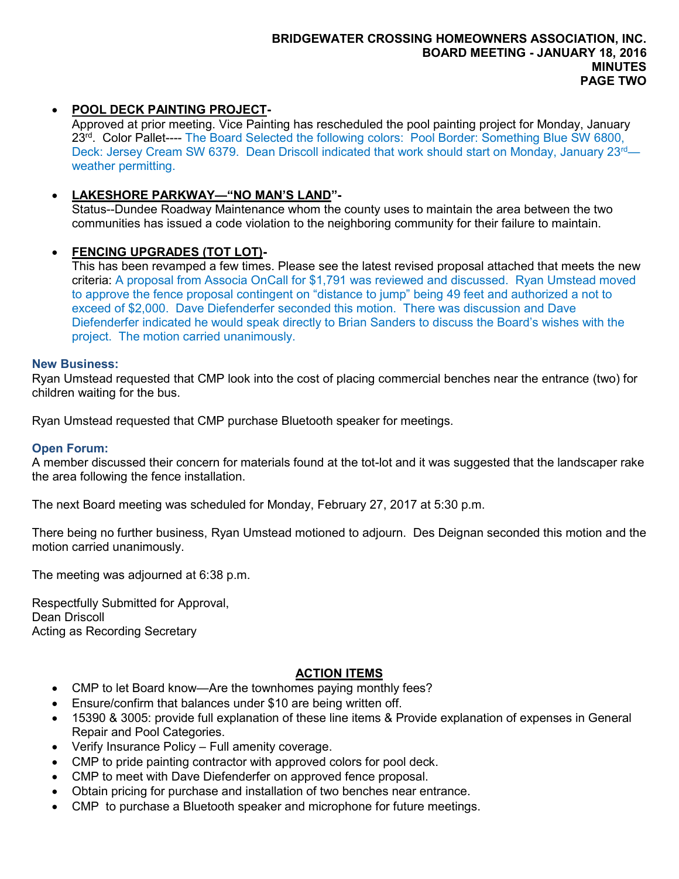- **POOL DECK PAINTING PROJECT-**
  Approved at prior meeting. Vice Painting has rescheduled the pool painting project for Monday, January 23rd. Color Pallet---- The Board Selected the following colors: Pool Border: Something Blue SW 6800, Deck: Jersey Cream SW 6379. Dean Driscoll indicated that work should start on Monday, January 23rd—weather permitting.

- **LAKESHORE PARKWAY—"NO MAN'S LAND"-**
  Status--Dundee Roadway Maintenance whom the county uses to maintain the area between the two communities has issued a code violation to the neighboring community for their failure to maintain.

- **FENCING UPGRADES (TOT LOT)-**
  This has been revamped a few times. Please see the latest revised proposal attached that meets the new criteria: A proposal from Associa OnCall for $1,791 was reviewed and discussed. Ryan Umstead moved to approve the fence proposal contingent on "distance to jump" being 49 feet and authorized a not to exceed of $2,000. Dave Diefenderfer seconded this motion. There was discussion and Dave Diefenderfer indicated he would speak directly to Brian Sanders to discuss the Board's wishes with the project. The motion carried unanimously.

**New Business:**

Ryan Umstead requested that CMP look into the cost of placing commercial benches near the entrance (two) for children waiting for the bus.

Ryan Umstead requested that CMP purchase Bluetooth speaker for meetings.

**Open Forum:**

A member discussed their concern for materials found at the tot-lot and it was suggested that the landscaper rake the area following the fence installation.

The next Board meeting was scheduled for Monday, February 27, 2017 at 5:30 p.m.

There being no further business, Ryan Umstead motioned to adjourn. Des Deignan seconded this motion and the motion carried unanimously.

The meeting was adjourned at 6:38 p.m.

Respectfully Submitted for Approval,
Dean Driscoll
Acting as Recording Secretary

## ACTION ITEMS

- CMP to let Board know—Are the townhomes paying monthly fees?
- Ensure/confirm that balances under $10 are being written off.
- 15390 & 3005: provide full explanation of these line items & Provide explanation of expenses in General Repair and Pool Categories.
- Verify Insurance Policy – Full amenity coverage.
- CMP to pride painting contractor with approved colors for pool deck.
- CMP to meet with Dave Diefenderfer on approved fence proposal.
- Obtain pricing for purchase and installation of two benches near entrance.
- CMP to purchase a Bluetooth speaker and microphone for future meetings.